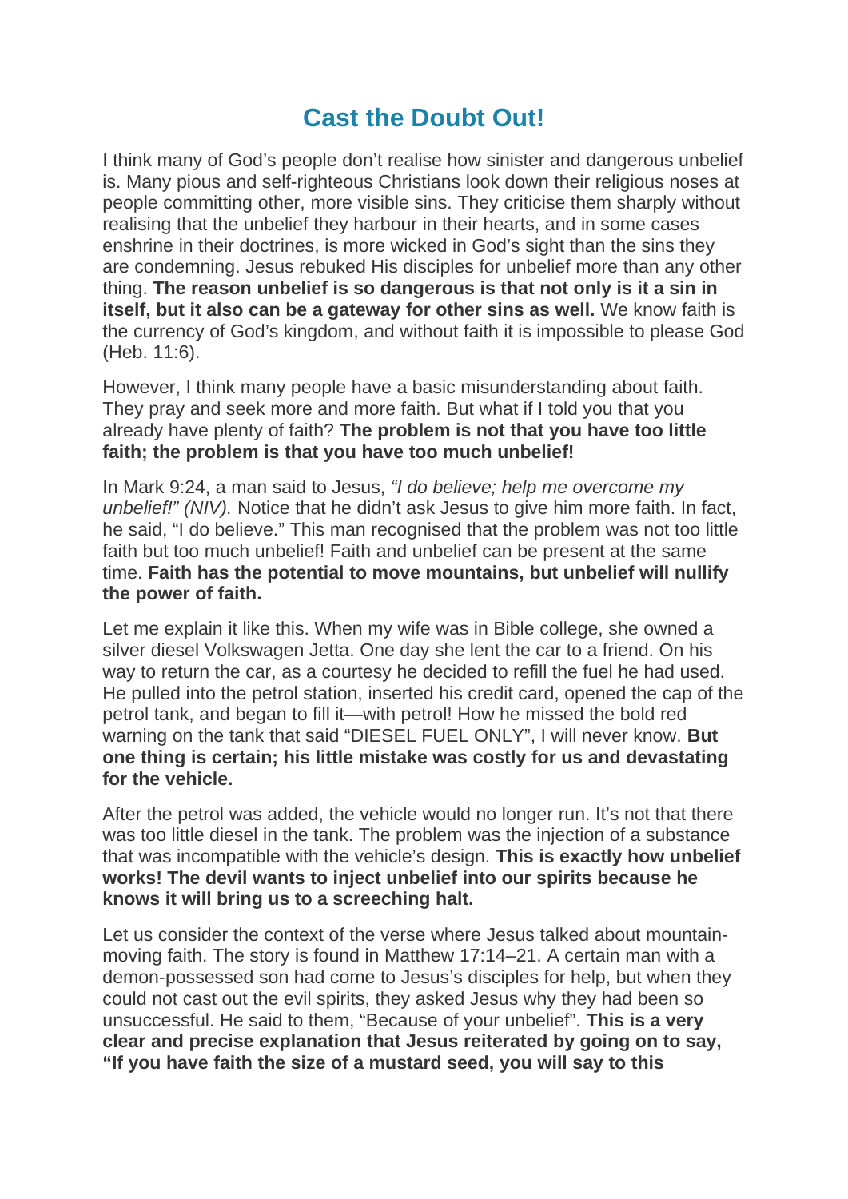# Cast the Doubt Out!

I think many of God's people don't realise how sinister and dangerous unbelief is. Many pious and self-righteous Christians look down their religious noses at people committing other, more visible sins. They criticise them sharply without realising that the unbelief they harbour in their hearts, and in some cases enshrine in their doctrines, is more wicked in God's sight than the sins they are condemning. Jesus rebuked His disciples for unbelief more than any other thing. **The reason unbelief is so dangerous is that not only is it a sin in itself, but it also can be a gateway for other sins as well.** We know faith is the currency of God's kingdom, and without faith it is impossible to please God (Heb. 11:6).

However, I think many people have a basic misunderstanding about faith. They pray and seek more and more faith. But what if I told you that you already have plenty of faith? **The problem is not that you have too little faith; the problem is that you have too much unbelief!**

In Mark 9:24, a man said to Jesus, *"I do believe; help me overcome my unbelief!" (NIV).* Notice that he didn't ask Jesus to give him more faith. In fact, he said, "I do believe." This man recognised that the problem was not too little faith but too much unbelief! Faith and unbelief can be present at the same time. **Faith has the potential to move mountains, but unbelief will nullify the power of faith.**

Let me explain it like this. When my wife was in Bible college, she owned a silver diesel Volkswagen Jetta. One day she lent the car to a friend. On his way to return the car, as a courtesy he decided to refill the fuel he had used. He pulled into the petrol station, inserted his credit card, opened the cap of the petrol tank, and began to fill it—with petrol! How he missed the bold red warning on the tank that said "DIESEL FUEL ONLY", I will never know. **But one thing is certain; his little mistake was costly for us and devastating for the vehicle.**

After the petrol was added, the vehicle would no longer run. It's not that there was too little diesel in the tank. The problem was the injection of a substance that was incompatible with the vehicle's design. **This is exactly how unbelief works! The devil wants to inject unbelief into our spirits because he knows it will bring us to a screeching halt.**

Let us consider the context of the verse where Jesus talked about mountain-moving faith. The story is found in Matthew 17:14–21. A certain man with a demon-possessed son had come to Jesus's disciples for help, but when they could not cast out the evil spirits, they asked Jesus why they had been so unsuccessful. He said to them, "Because of your unbelief". **This is a very clear and precise explanation that Jesus reiterated by going on to say, "If you have faith the size of a mustard seed, you will say to this**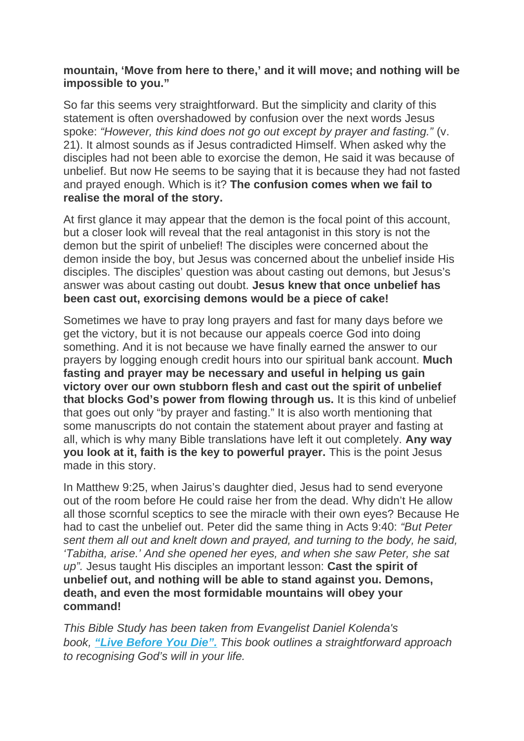**mountain, 'Move from here to there,' and it will move; and nothing will be impossible to you."**

So far this seems very straightforward. But the simplicity and clarity of this statement is often overshadowed by confusion over the next words Jesus spoke: *"However, this kind does not go out except by prayer and fasting."* (v. 21). It almost sounds as if Jesus contradicted Himself. When asked why the disciples had not been able to exorcise the demon, He said it was because of unbelief. But now He seems to be saying that it is because they had not fasted and prayed enough. Which is it? **The confusion comes when we fail to realise the moral of the story.**

At first glance it may appear that the demon is the focal point of this account, but a closer look will reveal that the real antagonist in this story is not the demon but the spirit of unbelief! The disciples were concerned about the demon inside the boy, but Jesus was concerned about the unbelief inside His disciples. The disciples' question was about casting out demons, but Jesus's answer was about casting out doubt. **Jesus knew that once unbelief has been cast out, exorcising demons would be a piece of cake!**

Sometimes we have to pray long prayers and fast for many days before we get the victory, but it is not because our appeals coerce God into doing something. And it is not because we have finally earned the answer to our prayers by logging enough credit hours into our spiritual bank account. **Much fasting and prayer may be necessary and useful in helping us gain victory over our own stubborn flesh and cast out the spirit of unbelief that blocks God's power from flowing through us.** It is this kind of unbelief that goes out only "by prayer and fasting." It is also worth mentioning that some manuscripts do not contain the statement about prayer and fasting at all, which is why many Bible translations have left it out completely. **Any way you look at it, faith is the key to powerful prayer.** This is the point Jesus made in this story.

In Matthew 9:25, when Jairus's daughter died, Jesus had to send everyone out of the room before He could raise her from the dead. Why didn't He allow all those scornful sceptics to see the miracle with their own eyes? Because He had to cast the unbelief out. Peter did the same thing in Acts 9:40: *"But Peter sent them all out and knelt down and prayed, and turning to the body, he said, 'Tabitha, arise.' And she opened her eyes, and when she saw Peter, she sat up".* Jesus taught His disciples an important lesson: **Cast the spirit of unbelief out, and nothing will be able to stand against you. Demons, death, and even the most formidable mountains will obey your command!**

*This Bible Study has been taken from Evangelist Daniel Kolenda's book, **"Live Before You Die".** This book outlines a straightforward approach to recognising God's will in your life.*